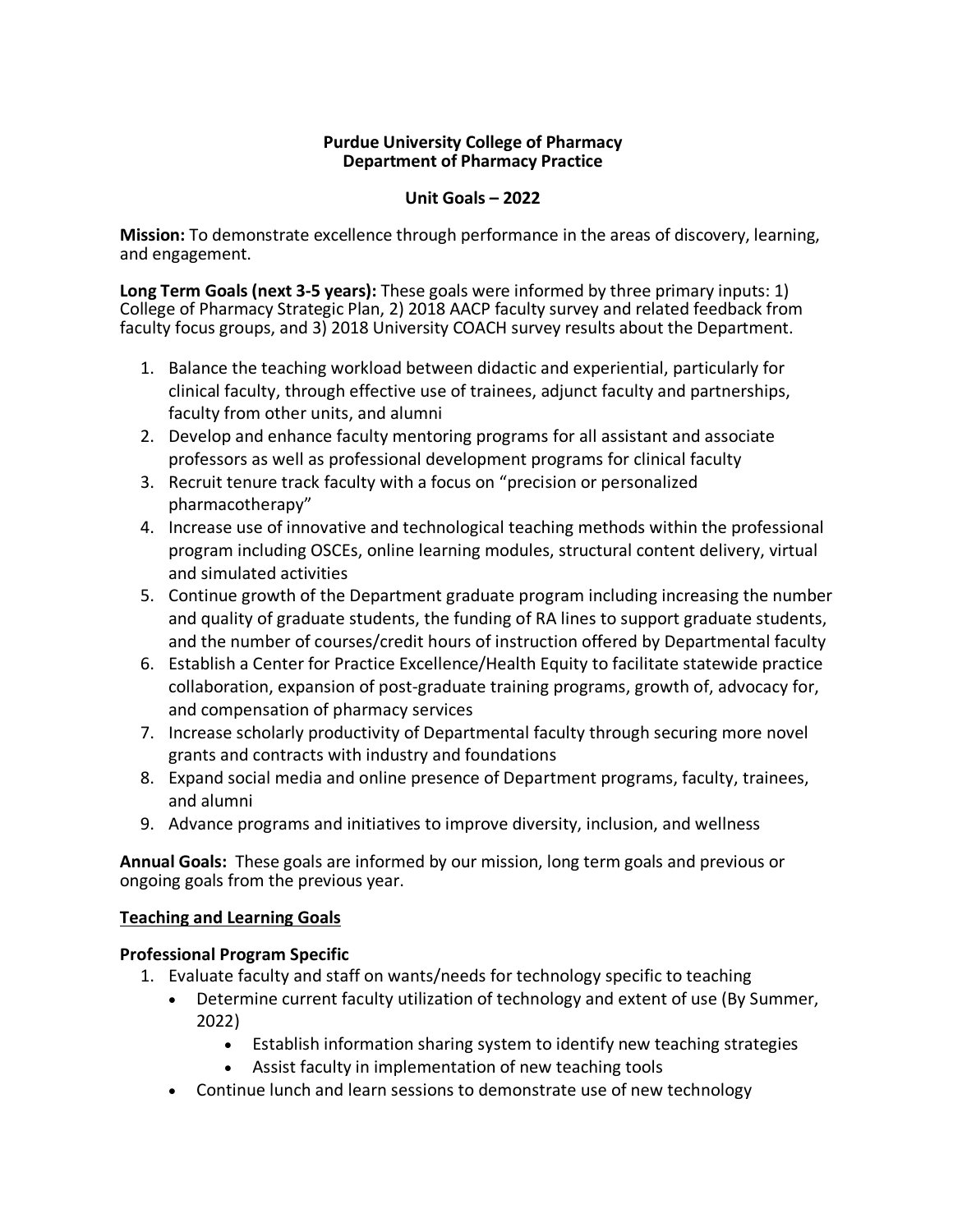**Purdue University College of Pharmacy**
**Department of Pharmacy Practice**

**Unit Goals – 2022**

**Mission:** To demonstrate excellence through performance in the areas of discovery, learning, and engagement.

**Long Term Goals (next 3-5 years):** These goals were informed by three primary inputs: 1) College of Pharmacy Strategic Plan, 2) 2018 AACP faculty survey and related feedback from faculty focus groups, and 3) 2018 University COACH survey results about the Department.

1. Balance the teaching workload between didactic and experiential, particularly for clinical faculty, through effective use of trainees, adjunct faculty and partnerships, faculty from other units, and alumni
2. Develop and enhance faculty mentoring programs for all assistant and associate professors as well as professional development programs for clinical faculty
3. Recruit tenure track faculty with a focus on "precision or personalized pharmacotherapy"
4. Increase use of innovative and technological teaching methods within the professional program including OSCEs, online learning modules, structural content delivery, virtual and simulated activities
5. Continue growth of the Department graduate program including increasing the number and quality of graduate students, the funding of RA lines to support graduate students, and the number of courses/credit hours of instruction offered by Departmental faculty
6. Establish a Center for Practice Excellence/Health Equity to facilitate statewide practice collaboration, expansion of post-graduate training programs, growth of, advocacy for, and compensation of pharmacy services
7. Increase scholarly productivity of Departmental faculty through securing more novel grants and contracts with industry and foundations
8. Expand social media and online presence of Department programs, faculty, trainees, and alumni
9. Advance programs and initiatives to improve diversity, inclusion, and wellness

**Annual Goals:** These goals are informed by our mission, long term goals and previous or ongoing goals from the previous year.

## Teaching and Learning Goals

### Professional Program Specific

1. Evaluate faculty and staff on wants/needs for technology specific to teaching
   - Determine current faculty utilization of technology and extent of use (By Summer, 2022)
     - Establish information sharing system to identify new teaching strategies
     - Assist faculty in implementation of new teaching tools
   - Continue lunch and learn sessions to demonstrate use of new technology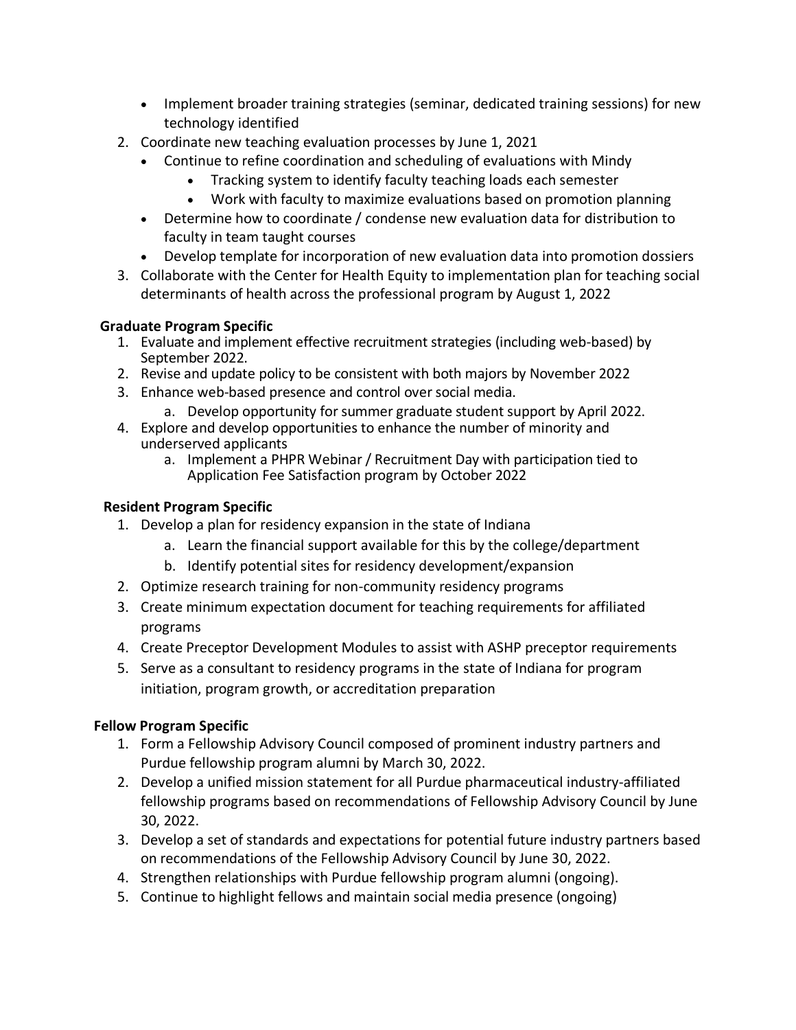- Implement broader training strategies (seminar, dedicated training sessions) for new technology identified
2. Coordinate new teaching evaluation processes by June 1, 2021
    - Continue to refine coordination and scheduling of evaluations with Mindy
        - Tracking system to identify faculty teaching loads each semester
        - Work with faculty to maximize evaluations based on promotion planning
    - Determine how to coordinate / condense new evaluation data for distribution to faculty in team taught courses
    - Develop template for incorporation of new evaluation data into promotion dossiers
3. Collaborate with the Center for Health Equity to implementation plan for teaching social determinants of health across the professional program by August 1, 2022

**Graduate Program Specific**

1. Evaluate and implement effective recruitment strategies (including web-based) by September 2022.
2. Revise and update policy to be consistent with both majors by November 2022
3. Enhance web-based presence and control over social media.
    a. Develop opportunity for summer graduate student support by April 2022.
4. Explore and develop opportunities to enhance the number of minority and underserved applicants
    a. Implement a PHPR Webinar / Recruitment Day with participation tied to Application Fee Satisfaction program by October 2022

**Resident Program Specific**

1. Develop a plan for residency expansion in the state of Indiana
    a. Learn the financial support available for this by the college/department
    b. Identify potential sites for residency development/expansion
2. Optimize research training for non-community residency programs
3. Create minimum expectation document for teaching requirements for affiliated programs
4. Create Preceptor Development Modules to assist with ASHP preceptor requirements
5. Serve as a consultant to residency programs in the state of Indiana for program initiation, program growth, or accreditation preparation

**Fellow Program Specific**

1. Form a Fellowship Advisory Council composed of prominent industry partners and Purdue fellowship program alumni by March 30, 2022.
2. Develop a unified mission statement for all Purdue pharmaceutical industry-affiliated fellowship programs based on recommendations of Fellowship Advisory Council by June 30, 2022.
3. Develop a set of standards and expectations for potential future industry partners based on recommendations of the Fellowship Advisory Council by June 30, 2022.
4. Strengthen relationships with Purdue fellowship program alumni (ongoing).
5. Continue to highlight fellows and maintain social media presence (ongoing)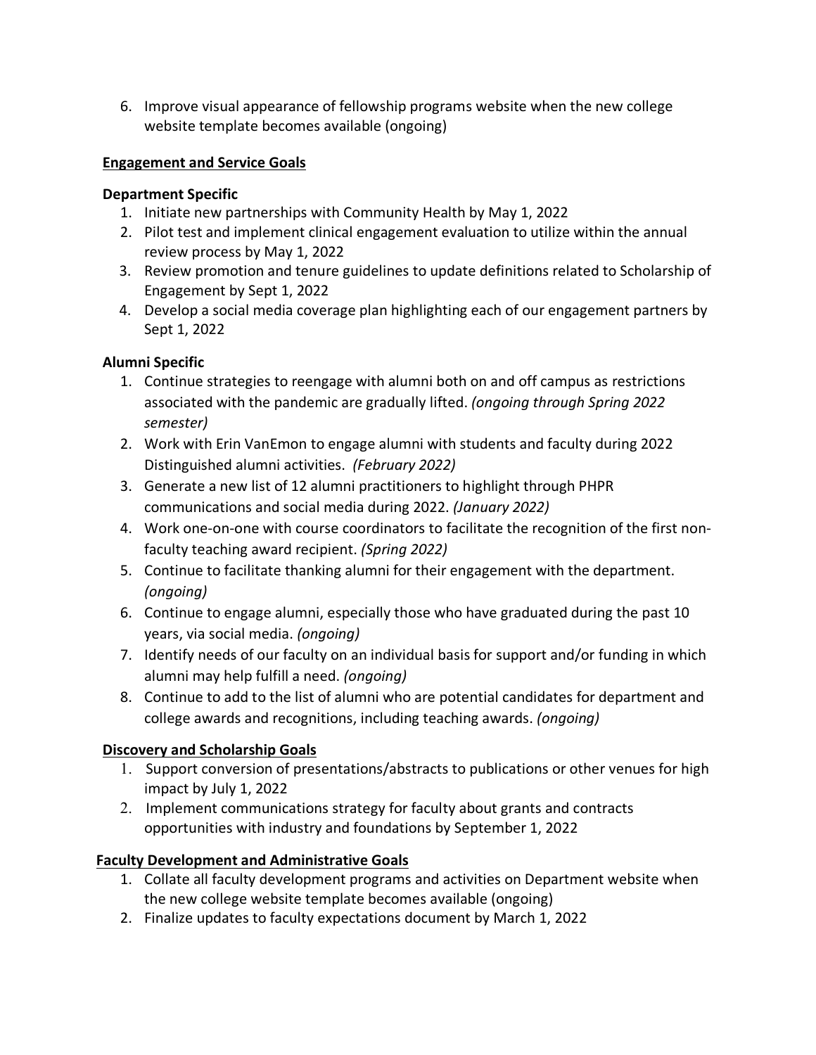6. Improve visual appearance of fellowship programs website when the new college website template becomes available (ongoing)

**Engagement and Service Goals**

**Department Specific**

1. Initiate new partnerships with Community Health by May 1, 2022
2. Pilot test and implement clinical engagement evaluation to utilize within the annual review process by May 1, 2022
3. Review promotion and tenure guidelines to update definitions related to Scholarship of Engagement by Sept 1, 2022
4. Develop a social media coverage plan highlighting each of our engagement partners by Sept 1, 2022

**Alumni Specific**

1. Continue strategies to reengage with alumni both on and off campus as restrictions associated with the pandemic are gradually lifted. *(ongoing through Spring 2022 semester)*
2. Work with Erin VanEmon to engage alumni with students and faculty during 2022 Distinguished alumni activities. *(February 2022)*
3. Generate a new list of 12 alumni practitioners to highlight through PHPR communications and social media during 2022. *(January 2022)*
4. Work one-on-one with course coordinators to facilitate the recognition of the first non-faculty teaching award recipient. *(Spring 2022)*
5. Continue to facilitate thanking alumni for their engagement with the department. *(ongoing)*
6. Continue to engage alumni, especially those who have graduated during the past 10 years, via social media. *(ongoing)*
7. Identify needs of our faculty on an individual basis for support and/or funding in which alumni may help fulfill a need. *(ongoing)*
8. Continue to add to the list of alumni who are potential candidates for department and college awards and recognitions, including teaching awards. *(ongoing)*

**Discovery and Scholarship Goals**

1. Support conversion of presentations/abstracts to publications or other venues for high impact by July 1, 2022
2. Implement communications strategy for faculty about grants and contracts opportunities with industry and foundations by September 1, 2022

**Faculty Development and Administrative Goals**

1. Collate all faculty development programs and activities on Department website when the new college website template becomes available (ongoing)
2. Finalize updates to faculty expectations document by March 1, 2022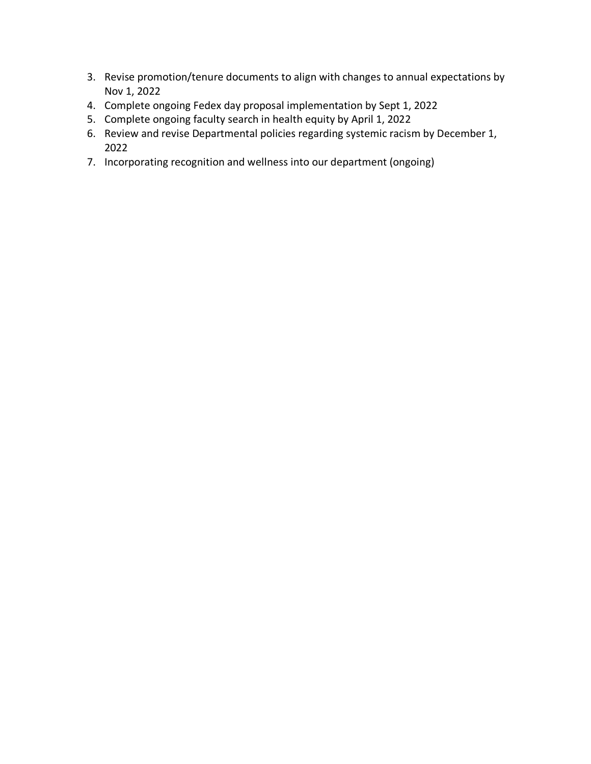3. Revise promotion/tenure documents to align with changes to annual expectations by Nov 1, 2022
4. Complete ongoing Fedex day proposal implementation by Sept 1, 2022
5. Complete ongoing faculty search in health equity by April 1, 2022
6. Review and revise Departmental policies regarding systemic racism by December 1, 2022
7. Incorporating recognition and wellness into our department (ongoing)